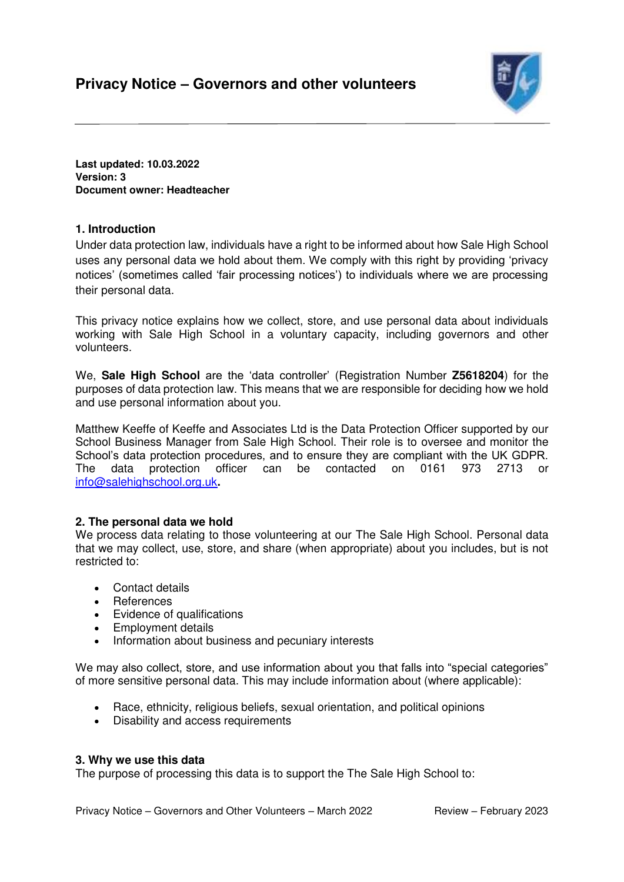# Privacy Notice – Governors and other volunteers

**Last updated: 10.03.2022**
**Version: 3**
**Document owner: Headteacher**

## 1. Introduction

Under data protection law, individuals have a right to be informed about how Sale High School uses any personal data we hold about them. We comply with this right by providing 'privacy notices' (sometimes called 'fair processing notices') to individuals where we are processing their personal data.

This privacy notice explains how we collect, store, and use personal data about individuals working with Sale High School in a voluntary capacity, including governors and other volunteers.

We, **Sale High School** are the 'data controller' (Registration Number **Z5618204**) for the purposes of data protection law. This means that we are responsible for deciding how we hold and use personal information about you.

Matthew Keeffe of Keeffe and Associates Ltd is the Data Protection Officer supported by our School Business Manager from Sale High School. Their role is to oversee and monitor the School's data protection procedures, and to ensure they are compliant with the UK GDPR. The data protection officer can be contacted on 0161 973 2713 or info@salehighschool.org.uk**.**

## 2. The personal data we hold

We process data relating to those volunteering at our The Sale High School. Personal data that we may collect, use, store, and share (when appropriate) about you includes, but is not restricted to:

- Contact details
- References
- Evidence of qualifications
- Employment details
- Information about business and pecuniary interests

We may also collect, store, and use information about you that falls into "special categories" of more sensitive personal data. This may include information about (where applicable):

- Race, ethnicity, religious beliefs, sexual orientation, and political opinions
- Disability and access requirements

## 3. Why we use this data

The purpose of processing this data is to support the The Sale High School to: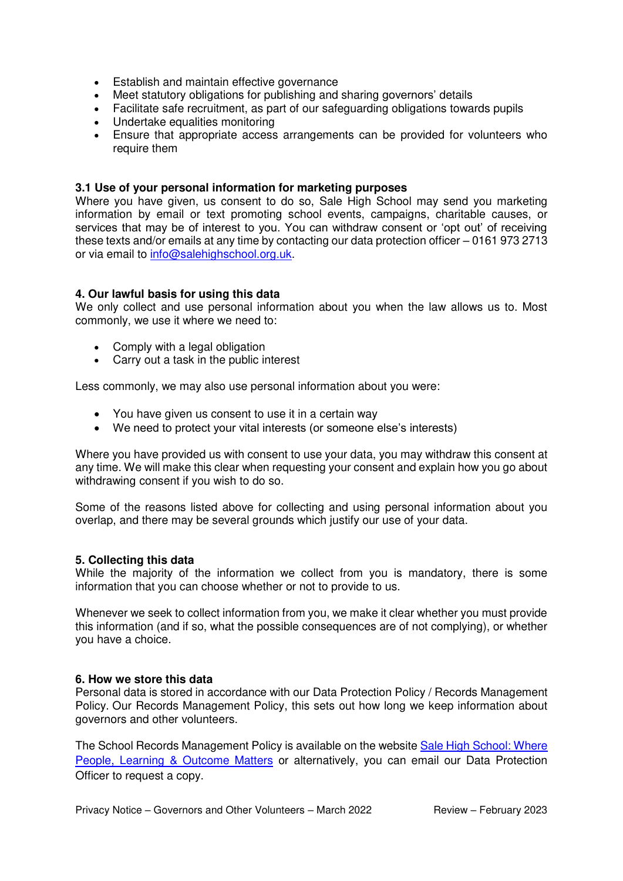- Establish and maintain effective governance
- Meet statutory obligations for publishing and sharing governors' details
- Facilitate safe recruitment, as part of our safeguarding obligations towards pupils
- Undertake equalities monitoring
- Ensure that appropriate access arrangements can be provided for volunteers who require them

### 3.1 Use of your personal information for marketing purposes

Where you have given, us consent to do so, Sale High School may send you marketing information by email or text promoting school events, campaigns, charitable causes, or services that may be of interest to you. You can withdraw consent or 'opt out' of receiving these texts and/or emails at any time by contacting our data protection officer – 0161 973 2713 or via email to [info@salehighschool.org.uk](mailto:info@salehighschool.org.uk).

## 4. Our lawful basis for using this data

We only collect and use personal information about you when the law allows us to. Most commonly, we use it where we need to:

- Comply with a legal obligation
- Carry out a task in the public interest

Less commonly, we may also use personal information about you were:

- You have given us consent to use it in a certain way
- We need to protect your vital interests (or someone else's interests)

Where you have provided us with consent to use your data, you may withdraw this consent at any time. We will make this clear when requesting your consent and explain how you go about withdrawing consent if you wish to do so.

Some of the reasons listed above for collecting and using personal information about you overlap, and there may be several grounds which justify our use of your data.

## 5. Collecting this data

While the majority of the information we collect from you is mandatory, there is some information that you can choose whether or not to provide to us.

Whenever we seek to collect information from you, we make it clear whether you must provide this information (and if so, what the possible consequences are of not complying), or whether you have a choice.

## 6. How we store this data

Personal data is stored in accordance with our Data Protection Policy / Records Management Policy. Our Records Management Policy, this sets out how long we keep information about governors and other volunteers.

The School Records Management Policy is available on the website [Sale High School: Where People, Learning & Outcome Matters]() or alternatively, you can email our Data Protection Officer to request a copy.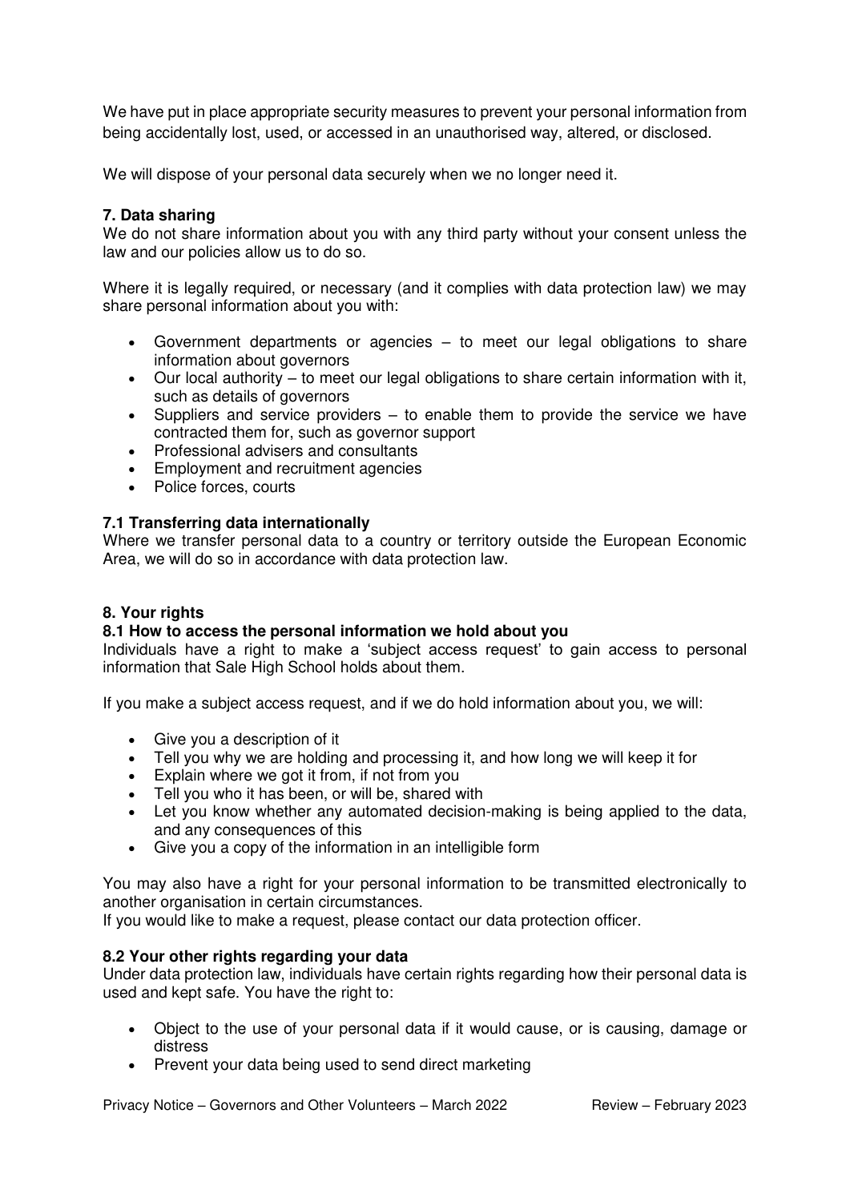We have put in place appropriate security measures to prevent your personal information from being accidentally lost, used, or accessed in an unauthorised way, altered, or disclosed.

We will dispose of your personal data securely when we no longer need it.

**7. Data sharing**

We do not share information about you with any third party without your consent unless the law and our policies allow us to do so.

Where it is legally required, or necessary (and it complies with data protection law) we may share personal information about you with:

- Government departments or agencies – to meet our legal obligations to share information about governors
- Our local authority – to meet our legal obligations to share certain information with it, such as details of governors
- Suppliers and service providers – to enable them to provide the service we have contracted them for, such as governor support
- Professional advisers and consultants
- Employment and recruitment agencies
- Police forces, courts

**7.1 Transferring data internationally**

Where we transfer personal data to a country or territory outside the European Economic Area, we will do so in accordance with data protection law.

**8. Your rights**

**8.1 How to access the personal information we hold about you**

Individuals have a right to make a 'subject access request' to gain access to personal information that Sale High School holds about them.

If you make a subject access request, and if we do hold information about you, we will:

- Give you a description of it
- Tell you why we are holding and processing it, and how long we will keep it for
- Explain where we got it from, if not from you
- Tell you who it has been, or will be, shared with
- Let you know whether any automated decision-making is being applied to the data, and any consequences of this
- Give you a copy of the information in an intelligible form

You may also have a right for your personal information to be transmitted electronically to another organisation in certain circumstances.
If you would like to make a request, please contact our data protection officer.

**8.2 Your other rights regarding your data**

Under data protection law, individuals have certain rights regarding how their personal data is used and kept safe. You have the right to:

- Object to the use of your personal data if it would cause, or is causing, damage or distress
- Prevent your data being used to send direct marketing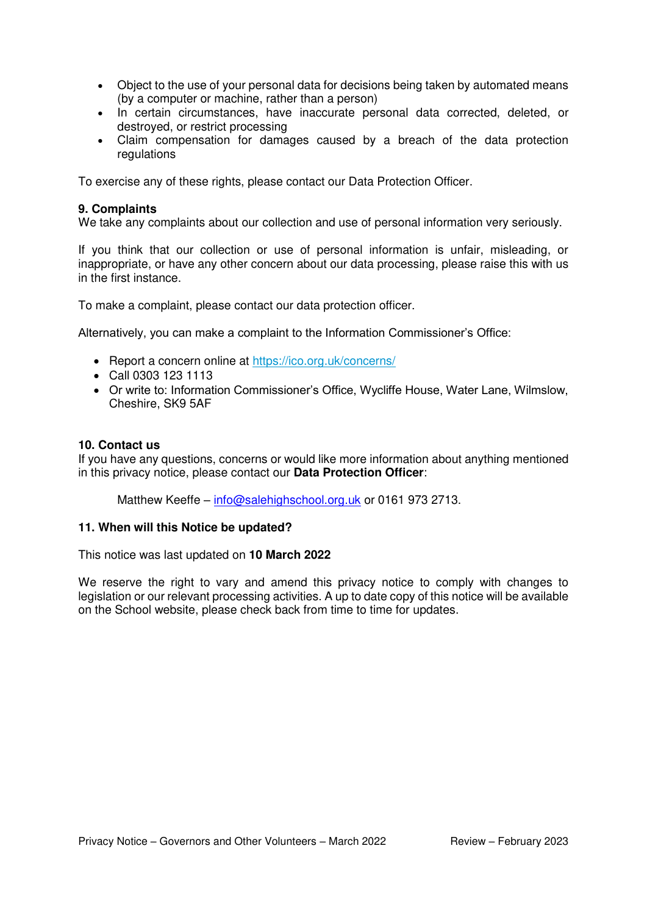- Object to the use of your personal data for decisions being taken by automated means (by a computer or machine, rather than a person)
- In certain circumstances, have inaccurate personal data corrected, deleted, or destroyed, or restrict processing
- Claim compensation for damages caused by a breach of the data protection regulations

To exercise any of these rights, please contact our Data Protection Officer.

**9. Complaints**
We take any complaints about our collection and use of personal information very seriously.

If you think that our collection or use of personal information is unfair, misleading, or inappropriate, or have any other concern about our data processing, please raise this with us in the first instance.

To make a complaint, please contact our data protection officer.

Alternatively, you can make a complaint to the Information Commissioner's Office:

- Report a concern online at https://ico.org.uk/concerns/
- Call 0303 123 1113
- Or write to: Information Commissioner's Office, Wycliffe House, Water Lane, Wilmslow, Cheshire, SK9 5AF

**10. Contact us**
If you have any questions, concerns or would like more information about anything mentioned in this privacy notice, please contact our **Data Protection Officer**:

Matthew Keeffe – info@salehighschool.org.uk or 0161 973 2713.

**11. When will this Notice be updated?**

This notice was last updated on **10 March 2022**

We reserve the right to vary and amend this privacy notice to comply with changes to legislation or our relevant processing activities. A up to date copy of this notice will be available on the School website, please check back from time to time for updates.